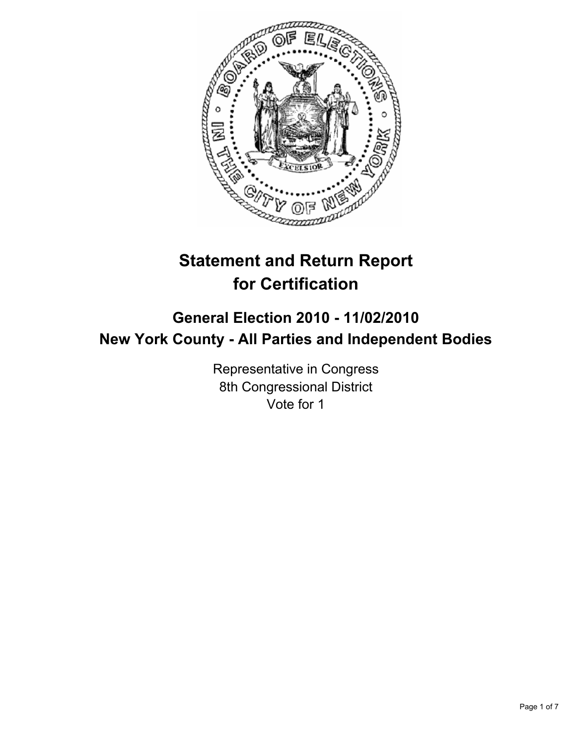# Statement and Return Report for Certification

## General Election 2010 - 11/02/2010
## New York County - All Parties and Independent Bodies

Representative in Congress
8th Congressional District
Vote for 1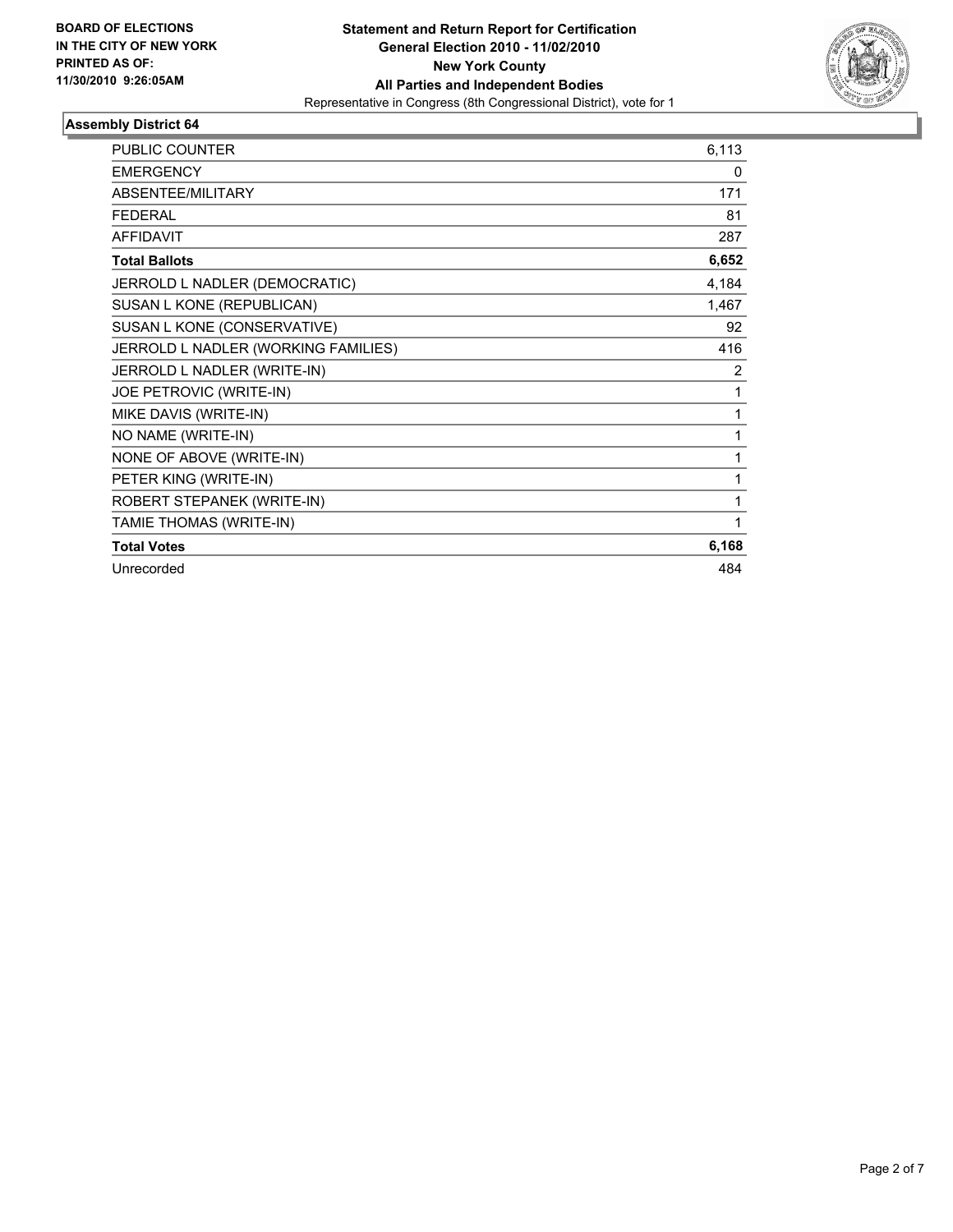**BOARD OF ELECTIONS IN THE CITY OF NEW YORK PRINTED AS OF: 11/30/2010 9:26:05AM**

**Statement and Return Report for Certification**
**General Election 2010 - 11/02/2010**
**New York County**
**All Parties and Independent Bodies**
Representative in Congress (8th Congressional District), vote for 1

### Assembly District 64

| | |
|---|---|
| PUBLIC COUNTER | 6,113 |
| EMERGENCY | 0 |
| ABSENTEE/MILITARY | 171 |
| FEDERAL | 81 |
| AFFIDAVIT | 287 |
| **Total Ballots** | **6,652** |
| JERROLD L NADLER (DEMOCRATIC) | 4,184 |
| SUSAN L KONE (REPUBLICAN) | 1,467 |
| SUSAN L KONE (CONSERVATIVE) | 92 |
| JERROLD L NADLER (WORKING FAMILIES) | 416 |
| JERROLD L NADLER (WRITE-IN) | 2 |
| JOE PETROVIC (WRITE-IN) | 1 |
| MIKE DAVIS (WRITE-IN) | 1 |
| NO NAME (WRITE-IN) | 1 |
| NONE OF ABOVE (WRITE-IN) | 1 |
| PETER KING (WRITE-IN) | 1 |
| ROBERT STEPANEK (WRITE-IN) | 1 |
| TAMIE THOMAS (WRITE-IN) | 1 |
| **Total Votes** | **6,168** |
| Unrecorded | 484 |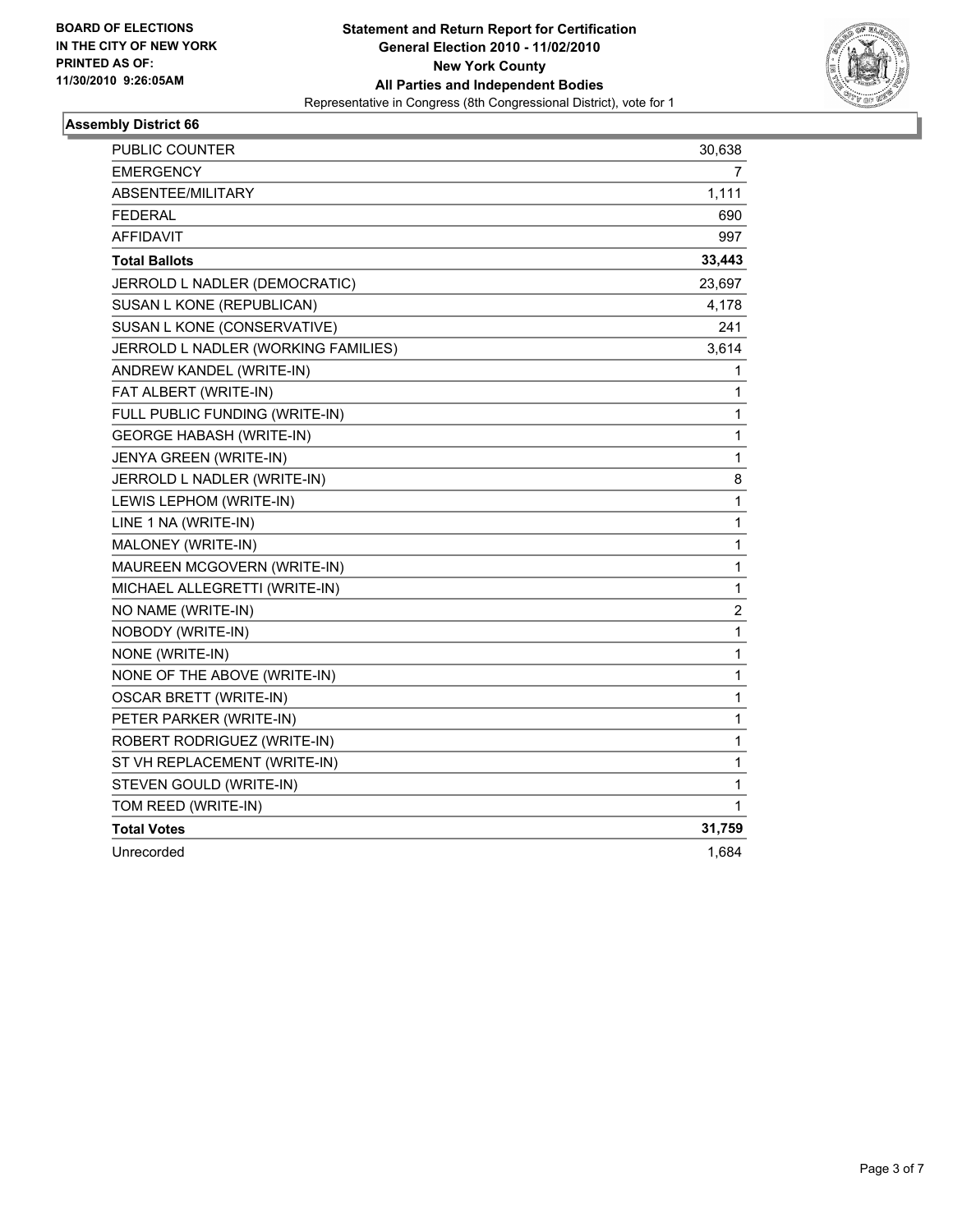**BOARD OF ELECTIONS**
**IN THE CITY OF NEW YORK**
**PRINTED AS OF:**
**11/30/2010 9:26:05AM**

**Statement and Return Report for Certification**
**General Election 2010 - 11/02/2010**
**New York County**
**All Parties and Independent Bodies**
Representative in Congress (8th Congressional District), vote for 1

## Assembly District 66

| | |
|---|---|
| PUBLIC COUNTER | 30,638 |
| EMERGENCY | 7 |
| ABSENTEE/MILITARY | 1,111 |
| FEDERAL | 690 |
| AFFIDAVIT | 997 |
| **Total Ballots** | **33,443** |
| JERROLD L NADLER (DEMOCRATIC) | 23,697 |
| SUSAN L KONE (REPUBLICAN) | 4,178 |
| SUSAN L KONE (CONSERVATIVE) | 241 |
| JERROLD L NADLER (WORKING FAMILIES) | 3,614 |
| ANDREW KANDEL (WRITE-IN) | 1 |
| FAT ALBERT (WRITE-IN) | 1 |
| FULL PUBLIC FUNDING (WRITE-IN) | 1 |
| GEORGE HABASH (WRITE-IN) | 1 |
| JENYA GREEN (WRITE-IN) | 1 |
| JERROLD L NADLER (WRITE-IN) | 8 |
| LEWIS LEPHOM (WRITE-IN) | 1 |
| LINE 1 NA (WRITE-IN) | 1 |
| MALONEY (WRITE-IN) | 1 |
| MAUREEN MCGOVERN (WRITE-IN) | 1 |
| MICHAEL ALLEGRETTI (WRITE-IN) | 1 |
| NO NAME (WRITE-IN) | 2 |
| NOBODY (WRITE-IN) | 1 |
| NONE (WRITE-IN) | 1 |
| NONE OF THE ABOVE (WRITE-IN) | 1 |
| OSCAR BRETT (WRITE-IN) | 1 |
| PETER PARKER (WRITE-IN) | 1 |
| ROBERT RODRIGUEZ (WRITE-IN) | 1 |
| ST VH REPLACEMENT (WRITE-IN) | 1 |
| STEVEN GOULD (WRITE-IN) | 1 |
| TOM REED (WRITE-IN) | 1 |
| **Total Votes** | **31,759** |
| Unrecorded | 1,684 |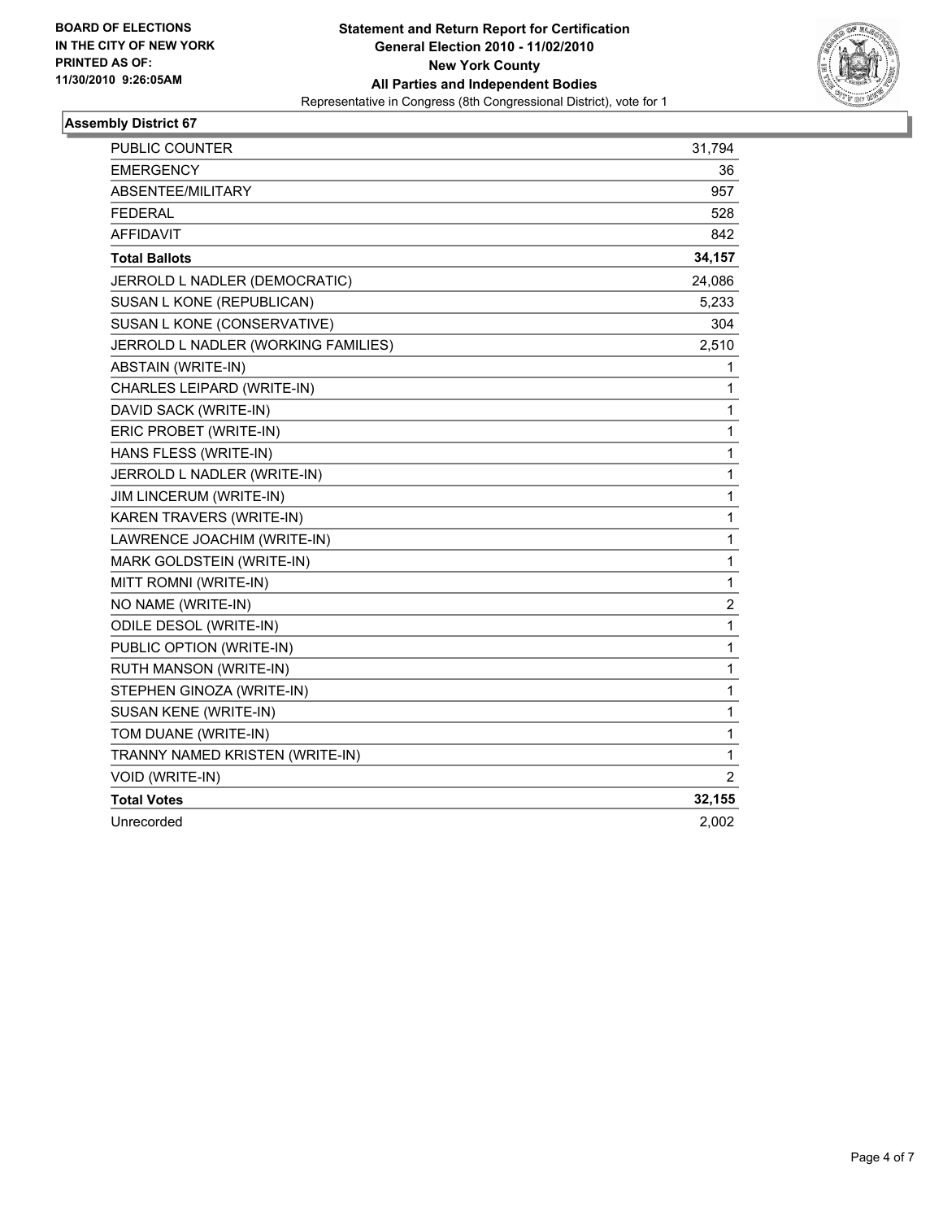**BOARD OF ELECTIONS**
**IN THE CITY OF NEW YORK**
**PRINTED AS OF:**
**11/30/2010 9:26:05AM**

# Statement and Return Report for Certification
## General Election 2010 - 11/02/2010
## New York County
## All Parties and Independent Bodies
Representative in Congress (8th Congressional District), vote for 1

### Assembly District 67

| | |
|---|---|
| PUBLIC COUNTER | 31,794 |
| EMERGENCY | 36 |
| ABSENTEE/MILITARY | 957 |
| FEDERAL | 528 |
| AFFIDAVIT | 842 |
| **Total Ballots** | **34,157** |
| JERROLD L NADLER (DEMOCRATIC) | 24,086 |
| SUSAN L KONE (REPUBLICAN) | 5,233 |
| SUSAN L KONE (CONSERVATIVE) | 304 |
| JERROLD L NADLER (WORKING FAMILIES) | 2,510 |
| ABSTAIN (WRITE-IN) | 1 |
| CHARLES LEIPARD (WRITE-IN) | 1 |
| DAVID SACK (WRITE-IN) | 1 |
| ERIC PROBET (WRITE-IN) | 1 |
| HANS FLESS (WRITE-IN) | 1 |
| JERROLD L NADLER (WRITE-IN) | 1 |
| JIM LINCERUM (WRITE-IN) | 1 |
| KAREN TRAVERS (WRITE-IN) | 1 |
| LAWRENCE JOACHIM (WRITE-IN) | 1 |
| MARK GOLDSTEIN (WRITE-IN) | 1 |
| MITT ROMNI (WRITE-IN) | 1 |
| NO NAME (WRITE-IN) | 2 |
| ODILE DESOL (WRITE-IN) | 1 |
| PUBLIC OPTION (WRITE-IN) | 1 |
| RUTH MANSON (WRITE-IN) | 1 |
| STEPHEN GINOZA (WRITE-IN) | 1 |
| SUSAN KENE (WRITE-IN) | 1 |
| TOM DUANE (WRITE-IN) | 1 |
| TRANNY NAMED KRISTEN (WRITE-IN) | 1 |
| VOID (WRITE-IN) | 2 |
| **Total Votes** | **32,155** |
| Unrecorded | 2,002 |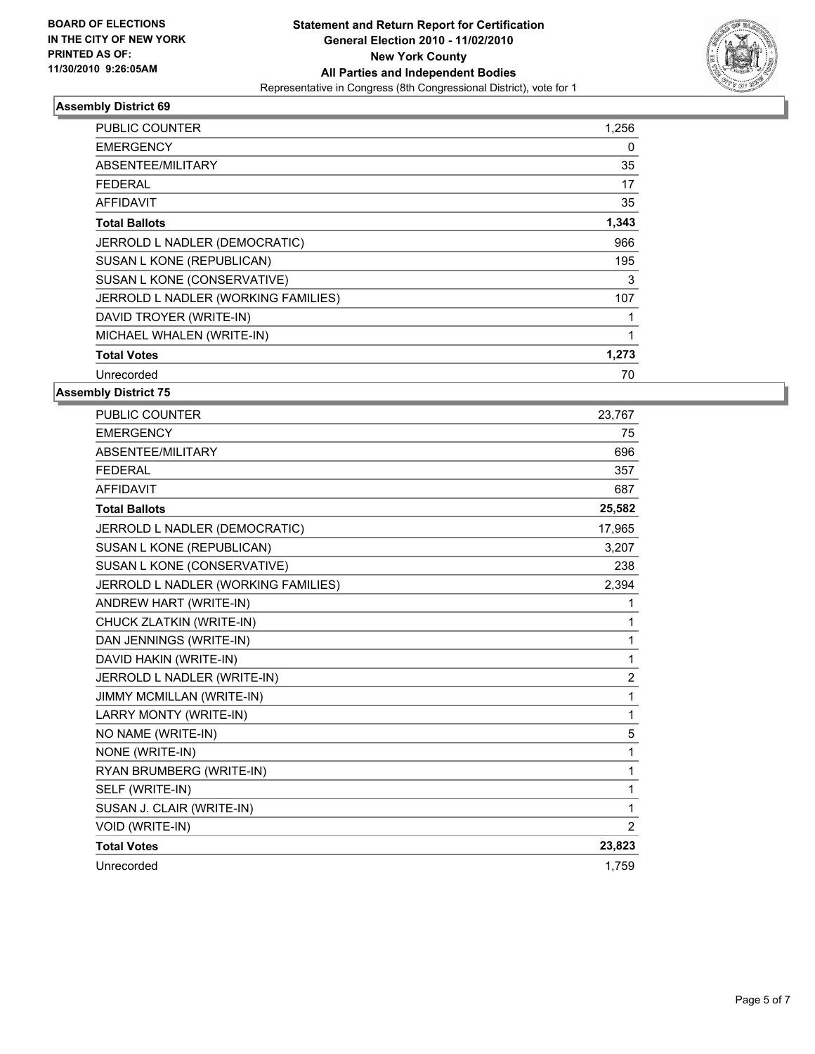BOARD OF ELECTIONS
IN THE CITY OF NEW YORK
PRINTED AS OF:
11/30/2010 9:26:05AM

**Statement and Return Report for Certification**
**General Election 2010 - 11/02/2010**
**New York County**
**All Parties and Independent Bodies**
Representative in Congress (8th Congressional District), vote for 1

### Assembly District 69

| | |
|---|---|
| PUBLIC COUNTER | 1,256 |
| EMERGENCY | 0 |
| ABSENTEE/MILITARY | 35 |
| FEDERAL | 17 |
| AFFIDAVIT | 35 |
| **Total Ballots** | **1,343** |
| JERROLD L NADLER (DEMOCRATIC) | 966 |
| SUSAN L KONE (REPUBLICAN) | 195 |
| SUSAN L KONE (CONSERVATIVE) | 3 |
| JERROLD L NADLER (WORKING FAMILIES) | 107 |
| DAVID TROYER (WRITE-IN) | 1 |
| MICHAEL WHALEN (WRITE-IN) | 1 |
| **Total Votes** | **1,273** |
| Unrecorded | 70 |

### Assembly District 75

| | |
|---|---|
| PUBLIC COUNTER | 23,767 |
| EMERGENCY | 75 |
| ABSENTEE/MILITARY | 696 |
| FEDERAL | 357 |
| AFFIDAVIT | 687 |
| **Total Ballots** | **25,582** |
| JERROLD L NADLER (DEMOCRATIC) | 17,965 |
| SUSAN L KONE (REPUBLICAN) | 3,207 |
| SUSAN L KONE (CONSERVATIVE) | 238 |
| JERROLD L NADLER (WORKING FAMILIES) | 2,394 |
| ANDREW HART (WRITE-IN) | 1 |
| CHUCK ZLATKIN (WRITE-IN) | 1 |
| DAN JENNINGS (WRITE-IN) | 1 |
| DAVID HAKIN (WRITE-IN) | 1 |
| JERROLD L NADLER (WRITE-IN) | 2 |
| JIMMY MCMILLAN (WRITE-IN) | 1 |
| LARRY MONTY (WRITE-IN) | 1 |
| NO NAME (WRITE-IN) | 5 |
| NONE (WRITE-IN) | 1 |
| RYAN BRUMBERG (WRITE-IN) | 1 |
| SELF (WRITE-IN) | 1 |
| SUSAN J. CLAIR (WRITE-IN) | 1 |
| VOID (WRITE-IN) | 2 |
| **Total Votes** | **23,823** |
| Unrecorded | 1,759 |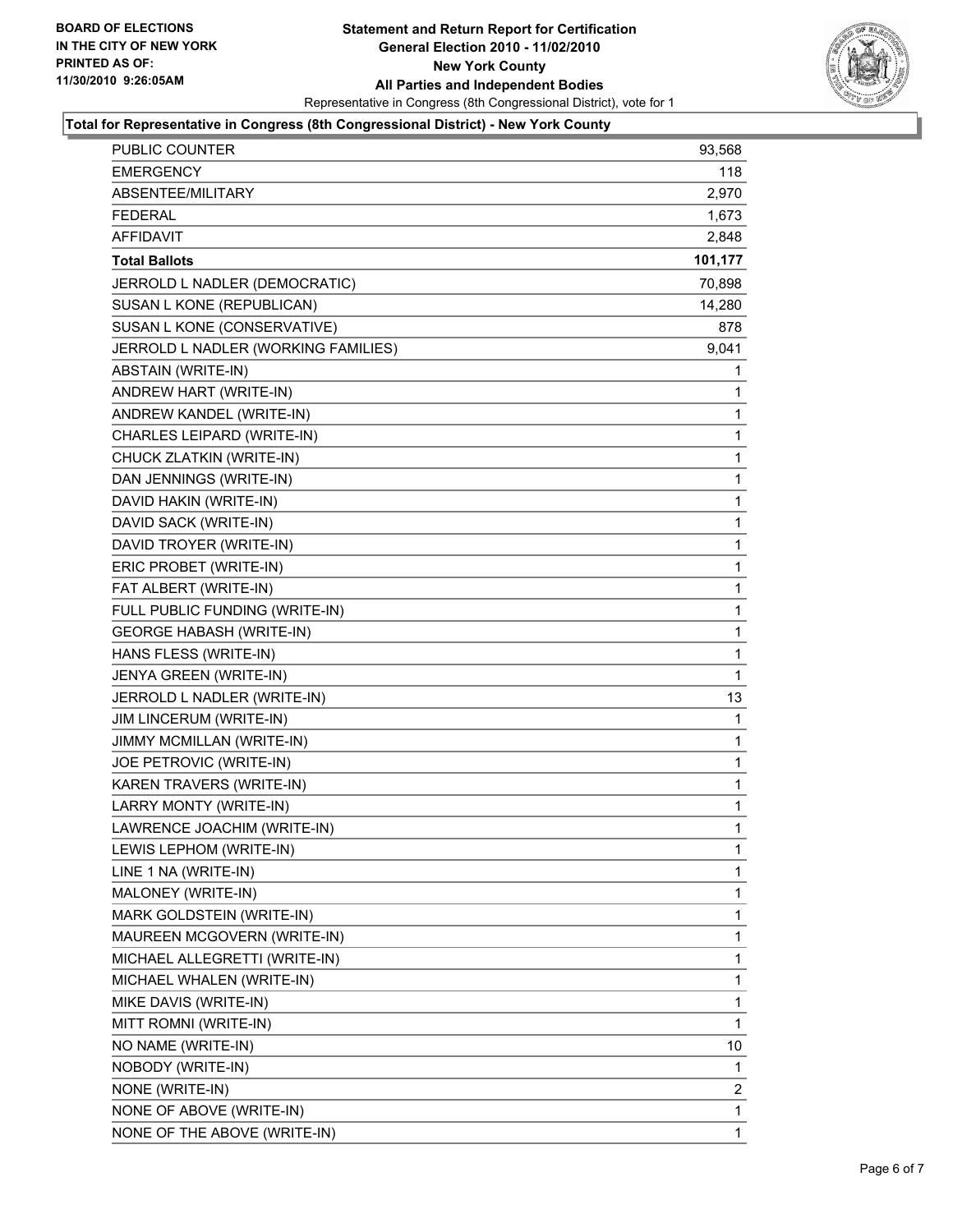**BOARD OF ELECTIONS IN THE CITY OF NEW YORK PRINTED AS OF: 11/30/2010 9:26:05AM**

# Statement and Return Report for Certification
## General Election 2010 - 11/02/2010
## New York County
## All Parties and Independent Bodies
Representative in Congress (8th Congressional District), vote for 1

### Total for Representative in Congress (8th Congressional District) - New York County

| | |
|---|---|
| PUBLIC COUNTER | 93,568 |
| EMERGENCY | 118 |
| ABSENTEE/MILITARY | 2,970 |
| FEDERAL | 1,673 |
| AFFIDAVIT | 2,848 |
| **Total Ballots** | **101,177** |
| JERROLD L NADLER (DEMOCRATIC) | 70,898 |
| SUSAN L KONE (REPUBLICAN) | 14,280 |
| SUSAN L KONE (CONSERVATIVE) | 878 |
| JERROLD L NADLER (WORKING FAMILIES) | 9,041 |
| ABSTAIN (WRITE-IN) | 1 |
| ANDREW HART (WRITE-IN) | 1 |
| ANDREW KANDEL (WRITE-IN) | 1 |
| CHARLES LEIPARD (WRITE-IN) | 1 |
| CHUCK ZLATKIN (WRITE-IN) | 1 |
| DAN JENNINGS (WRITE-IN) | 1 |
| DAVID HAKIN (WRITE-IN) | 1 |
| DAVID SACK (WRITE-IN) | 1 |
| DAVID TROYER (WRITE-IN) | 1 |
| ERIC PROBET (WRITE-IN) | 1 |
| FAT ALBERT (WRITE-IN) | 1 |
| FULL PUBLIC FUNDING (WRITE-IN) | 1 |
| GEORGE HABASH (WRITE-IN) | 1 |
| HANS FLESS (WRITE-IN) | 1 |
| JENYA GREEN (WRITE-IN) | 1 |
| JERROLD L NADLER (WRITE-IN) | 13 |
| JIM LINCERUM (WRITE-IN) | 1 |
| JIMMY MCMILLAN (WRITE-IN) | 1 |
| JOE PETROVIC (WRITE-IN) | 1 |
| KAREN TRAVERS (WRITE-IN) | 1 |
| LARRY MONTY (WRITE-IN) | 1 |
| LAWRENCE JOACHIM (WRITE-IN) | 1 |
| LEWIS LEPHOM (WRITE-IN) | 1 |
| LINE 1 NA (WRITE-IN) | 1 |
| MALONEY (WRITE-IN) | 1 |
| MARK GOLDSTEIN (WRITE-IN) | 1 |
| MAUREEN MCGOVERN (WRITE-IN) | 1 |
| MICHAEL ALLEGRETTI (WRITE-IN) | 1 |
| MICHAEL WHALEN (WRITE-IN) | 1 |
| MIKE DAVIS (WRITE-IN) | 1 |
| MITT ROMNI (WRITE-IN) | 1 |
| NO NAME (WRITE-IN) | 10 |
| NOBODY (WRITE-IN) | 1 |
| NONE (WRITE-IN) | 2 |
| NONE OF ABOVE (WRITE-IN) | 1 |
| NONE OF THE ABOVE (WRITE-IN) | 1 |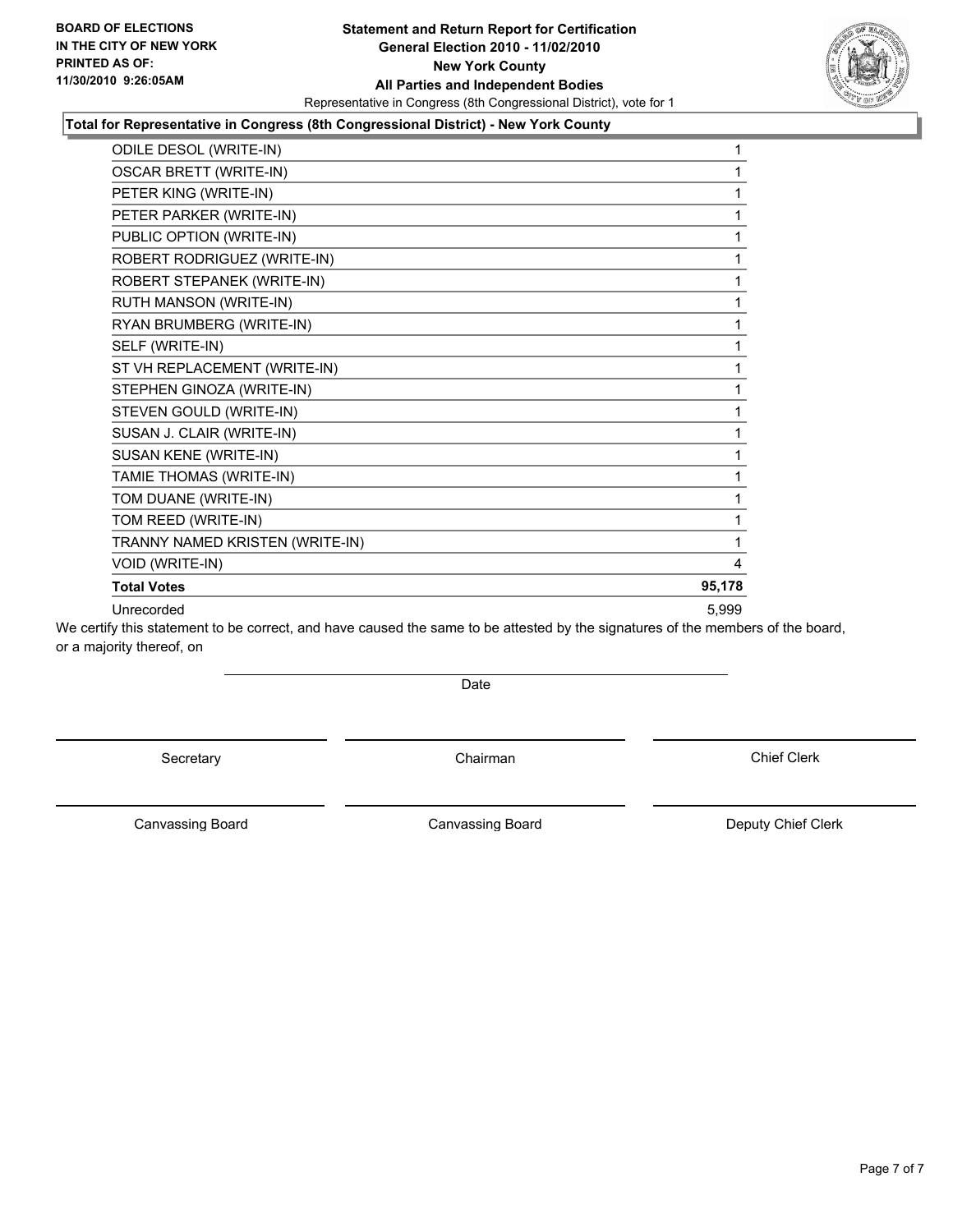**BOARD OF ELECTIONS IN THE CITY OF NEW YORK PRINTED AS OF: 11/30/2010 9:26:05AM**

**Statement and Return Report for Certification General Election 2010 - 11/02/2010 New York County All Parties and Independent Bodies**

Representative in Congress (8th Congressional District), vote for 1

**Total for Representative in Congress (8th Congressional District) - New York County**

| | |
|---|---|
| ODILE DESOL (WRITE-IN) | 1 |
| OSCAR BRETT (WRITE-IN) | 1 |
| PETER KING (WRITE-IN) | 1 |
| PETER PARKER (WRITE-IN) | 1 |
| PUBLIC OPTION (WRITE-IN) | 1 |
| ROBERT RODRIGUEZ (WRITE-IN) | 1 |
| ROBERT STEPANEK (WRITE-IN) | 1 |
| RUTH MANSON (WRITE-IN) | 1 |
| RYAN BRUMBERG (WRITE-IN) | 1 |
| SELF (WRITE-IN) | 1 |
| ST VH REPLACEMENT (WRITE-IN) | 1 |
| STEPHEN GINOZA (WRITE-IN) | 1 |
| STEVEN GOULD (WRITE-IN) | 1 |
| SUSAN J. CLAIR (WRITE-IN) | 1 |
| SUSAN KENE (WRITE-IN) | 1 |
| TAMIE THOMAS (WRITE-IN) | 1 |
| TOM DUANE (WRITE-IN) | 1 |
| TOM REED (WRITE-IN) | 1 |
| TRANNY NAMED KRISTEN (WRITE-IN) | 1 |
| VOID (WRITE-IN) | 4 |
| **Total Votes** | **95,178** |
| Unrecorded | 5,999 |

We certify this statement to be correct, and have caused the same to be attested by the signatures of the members of the board, or a majority thereof, on

Date

Secretary | Chairman | Chief Clerk

Canvassing Board | Canvassing Board | Deputy Chief Clerk